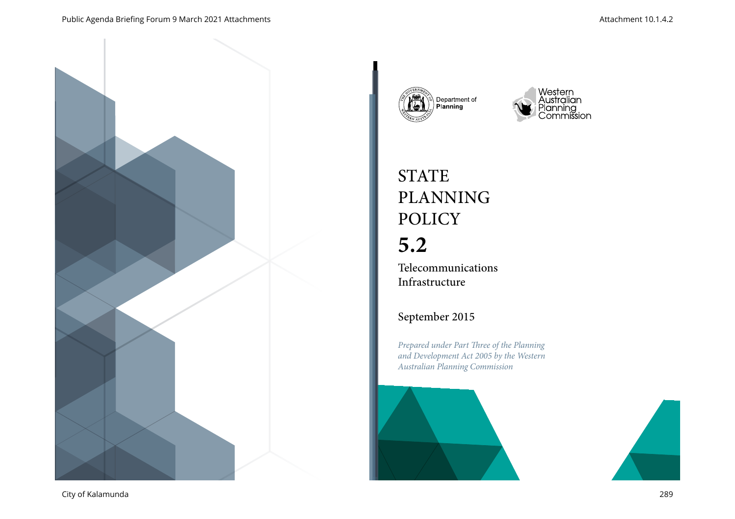Department of Planning

Western Australian Planning Commission

# STATE PLANNING POLICY

# 5.2

## Telecommunications Infrastructure

September 2015

*Prepared under Part Three of the Planning and Development Act 2005 by the Western Australian Planning Commission*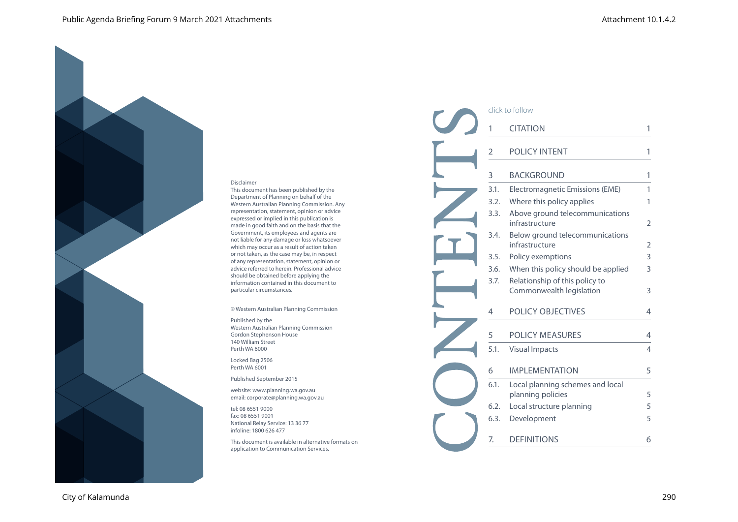Disclaimer

This document has been published by the Department of Planning on behalf of the Western Australian Planning Commission. Any representation, statement, opinion or advice expressed or implied in this publication is made in good faith and on the basis that the Government, its employees and agents are not liable for any damage or loss whatsoever which may occur as a result of action taken or not taken, as the case may be, in respect of any representation, statement, opinion or advice referred to herein. Professional advice should be obtained before applying the information contained in this document to particular circumstances.

© Western Australian Planning Commission

Published by the
Western Australian Planning Commission
Gordon Stephenson House
140 William Street
Perth WA 6000

Locked Bag 2506
Perth WA 6001

Published September 2015

website: www.planning.wa.gov.au
email: corporate@planning.wa.gov.au

tel: 08 6551 9000
fax: 08 6551 9001
National Relay Service: 13 36 77
infoline: 1800 626 477

This document is available in alternative formats on application to Communication Services.

# CONTENTS

click to follow

| | | |
|---|---|---|
| 1 | CITATION | 1 |
| 2 | POLICY INTENT | 1 |
| 3 | BACKGROUND | 1 |
| 3.1. | Electromagnetic Emissions (EME) | 1 |
| 3.2. | Where this policy applies | 1 |
| 3.3. | Above ground telecommunications infrastructure | 2 |
| 3.4. | Below ground telecommunications infrastructure | 2 |
| 3.5. | Policy exemptions | 3 |
| 3.6. | When this policy should be applied | 3 |
| 3.7. | Relationship of this policy to Commonwealth legislation | 3 |
| 4 | POLICY OBJECTIVES | 4 |
| 5 | POLICY MEASURES | 4 |
| 5.1. | Visual Impacts | 4 |
| 6 | IMPLEMENTATION | 5 |
| 6.1. | Local planning schemes and local planning policies | 5 |
| 6.2. | Local structure planning | 5 |
| 6.3. | Development | 5 |
| 7. | DEFINITIONS | 6 |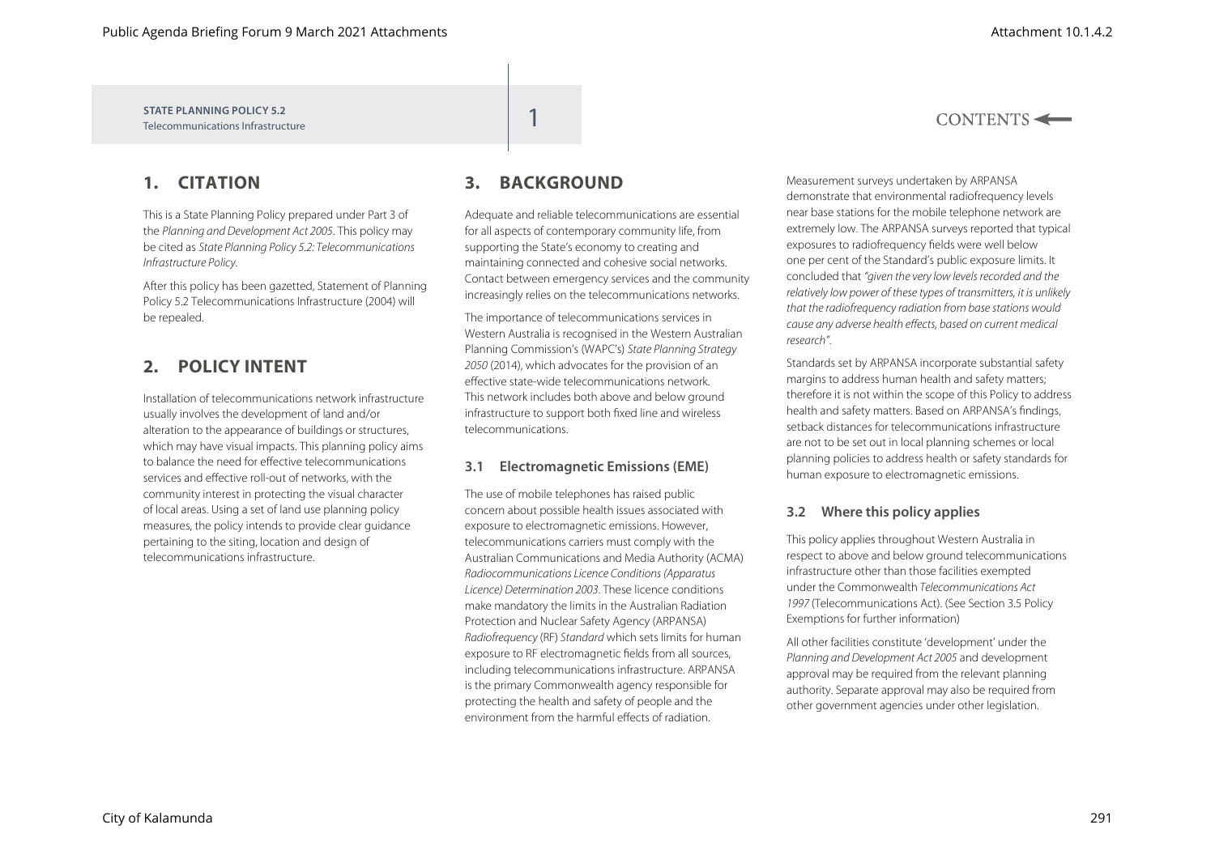## 1. CITATION

This is a State Planning Policy prepared under Part 3 of the *Planning and Development Act 2005*. This policy may be cited as *State Planning Policy 5.2: Telecommunications Infrastructure Policy*.

After this policy has been gazetted, Statement of Planning Policy 5.2 Telecommunications Infrastructure (2004) will be repealed.

## 2. POLICY INTENT

Installation of telecommunications network infrastructure usually involves the development of land and/or alteration to the appearance of buildings or structures, which may have visual impacts. This planning policy aims to balance the need for effective telecommunications services and effective roll-out of networks, with the community interest in protecting the visual character of local areas. Using a set of land use planning policy measures, the policy intends to provide clear guidance pertaining to the siting, location and design of telecommunications infrastructure.

## 3. BACKGROUND

Adequate and reliable telecommunications are essential for all aspects of contemporary community life, from supporting the State's economy to creating and maintaining connected and cohesive social networks. Contact between emergency services and the community increasingly relies on the telecommunications networks.

The importance of telecommunications services in Western Australia is recognised in the Western Australian Planning Commission's (WAPC's) *State Planning Strategy 2050* (2014), which advocates for the provision of an effective state-wide telecommunications network. This network includes both above and below ground infrastructure to support both fixed line and wireless telecommunications.

### 3.1 Electromagnetic Emissions (EME)

The use of mobile telephones has raised public concern about possible health issues associated with exposure to electromagnetic emissions. However, telecommunications carriers must comply with the Australian Communications and Media Authority (ACMA) *Radiocommunications Licence Conditions (Apparatus Licence) Determination 2003*. These licence conditions make mandatory the limits in the Australian Radiation Protection and Nuclear Safety Agency (ARPANSA) *Radiofrequency* (RF) *Standard* which sets limits for human exposure to RF electromagnetic fields from all sources, including telecommunications infrastructure. ARPANSA is the primary Commonwealth agency responsible for protecting the health and safety of people and the environment from the harmful effects of radiation.

Measurement surveys undertaken by ARPANSA demonstrate that environmental radiofrequency levels near base stations for the mobile telephone network are extremely low. The ARPANSA surveys reported that typical exposures to radiofrequency fields were well below one per cent of the Standard's public exposure limits. It concluded that *"given the very low levels recorded and the relatively low power of these types of transmitters, it is unlikely that the radiofrequency radiation from base stations would cause any adverse health effects, based on current medical research"*.

Standards set by ARPANSA incorporate substantial safety margins to address human health and safety matters; therefore it is not within the scope of this Policy to address health and safety matters. Based on ARPANSA's findings, setback distances for telecommunications infrastructure are not to be set out in local planning schemes or local planning policies to address health or safety standards for human exposure to electromagnetic emissions.

### 3.2 Where this policy applies

This policy applies throughout Western Australia in respect to above and below ground telecommunications infrastructure other than those facilities exempted under the Commonwealth *Telecommunications Act 1997* (Telecommunications Act). (See Section 3.5 Policy Exemptions for further information)

All other facilities constitute 'development' under the *Planning and Development Act 2005* and development approval may be required from the relevant planning authority. Separate approval may also be required from other government agencies under other legislation.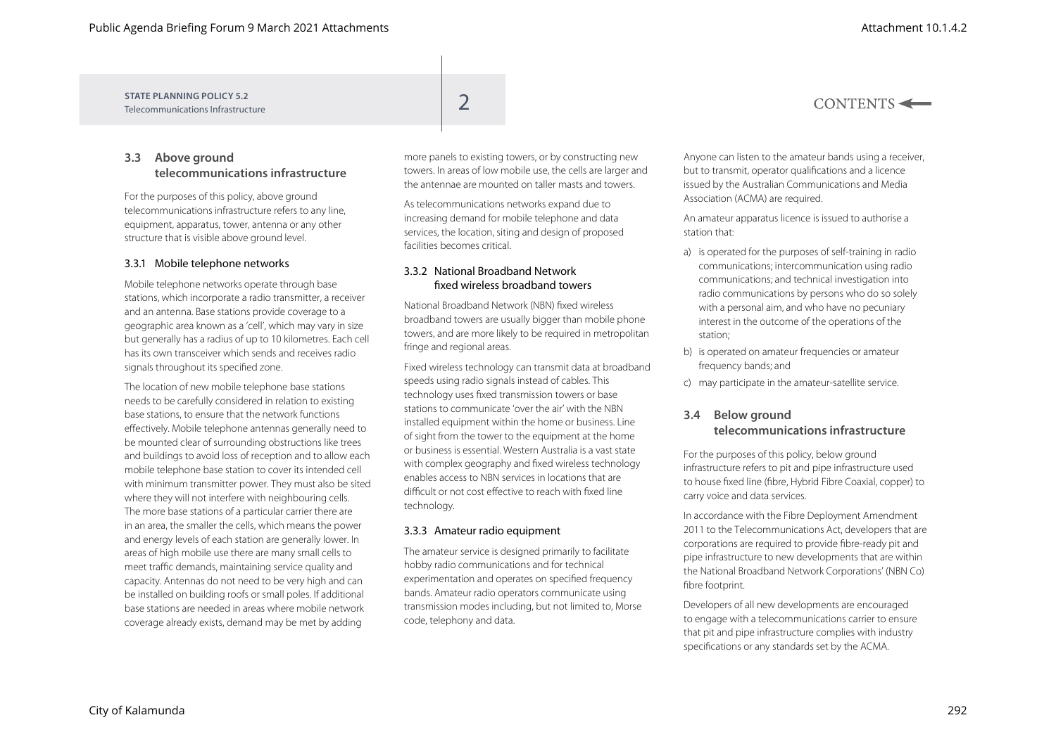## 3.3 Above ground telecommunications infrastructure

For the purposes of this policy, above ground telecommunications infrastructure refers to any line, equipment, apparatus, tower, antenna or any other structure that is visible above ground level.

### 3.3.1 Mobile telephone networks

Mobile telephone networks operate through base stations, which incorporate a radio transmitter, a receiver and an antenna. Base stations provide coverage to a geographic area known as a 'cell', which may vary in size but generally has a radius of up to 10 kilometres. Each cell has its own transceiver which sends and receives radio signals throughout its specified zone.

The location of new mobile telephone base stations needs to be carefully considered in relation to existing base stations, to ensure that the network functions effectively. Mobile telephone antennas generally need to be mounted clear of surrounding obstructions like trees and buildings to avoid loss of reception and to allow each mobile telephone base station to cover its intended cell with minimum transmitter power. They must also be sited where they will not interfere with neighbouring cells. The more base stations of a particular carrier there are in an area, the smaller the cells, which means the power and energy levels of each station are generally lower. In areas of high mobile use there are many small cells to meet traffic demands, maintaining service quality and capacity. Antennas do not need to be very high and can be installed on building roofs or small poles. If additional base stations are needed in areas where mobile network coverage already exists, demand may be met by adding more panels to existing towers, or by constructing new towers. In areas of low mobile use, the cells are larger and the antennae are mounted on taller masts and towers.

As telecommunications networks expand due to increasing demand for mobile telephone and data services, the location, siting and design of proposed facilities becomes critical.

### 3.3.2 National Broadband Network fixed wireless broadband towers

National Broadband Network (NBN) fixed wireless broadband towers are usually bigger than mobile phone towers, and are more likely to be required in metropolitan fringe and regional areas.

Fixed wireless technology can transmit data at broadband speeds using radio signals instead of cables. This technology uses fixed transmission towers or base stations to communicate 'over the air' with the NBN installed equipment within the home or business. Line of sight from the tower to the equipment at the home or business is essential. Western Australia is a vast state with complex geography and fixed wireless technology enables access to NBN services in locations that are difficult or not cost effective to reach with fixed line technology.

### 3.3.3 Amateur radio equipment

The amateur service is designed primarily to facilitate hobby radio communications and for technical experimentation and operates on specified frequency bands. Amateur radio operators communicate using transmission modes including, but not limited to, Morse code, telephony and data.

Anyone can listen to the amateur bands using a receiver, but to transmit, operator qualifications and a licence issued by the Australian Communications and Media Association (ACMA) are required.

An amateur apparatus licence is issued to authorise a station that:

a) is operated for the purposes of self-training in radio communications; intercommunication using radio communications; and technical investigation into radio communications by persons who do so solely with a personal aim, and who have no pecuniary interest in the outcome of the operations of the station;
b) is operated on amateur frequencies or amateur frequency bands; and
c) may participate in the amateur-satellite service.

## 3.4 Below ground telecommunications infrastructure

For the purposes of this policy, below ground infrastructure refers to pit and pipe infrastructure used to house fixed line (fibre, Hybrid Fibre Coaxial, copper) to carry voice and data services.

In accordance with the Fibre Deployment Amendment 2011 to the Telecommunications Act, developers that are corporations are required to provide fibre-ready pit and pipe infrastructure to new developments that are within the National Broadband Network Corporations' (NBN Co) fibre footprint.

Developers of all new developments are encouraged to engage with a telecommunications carrier to ensure that pit and pipe infrastructure complies with industry specifications or any standards set by the ACMA.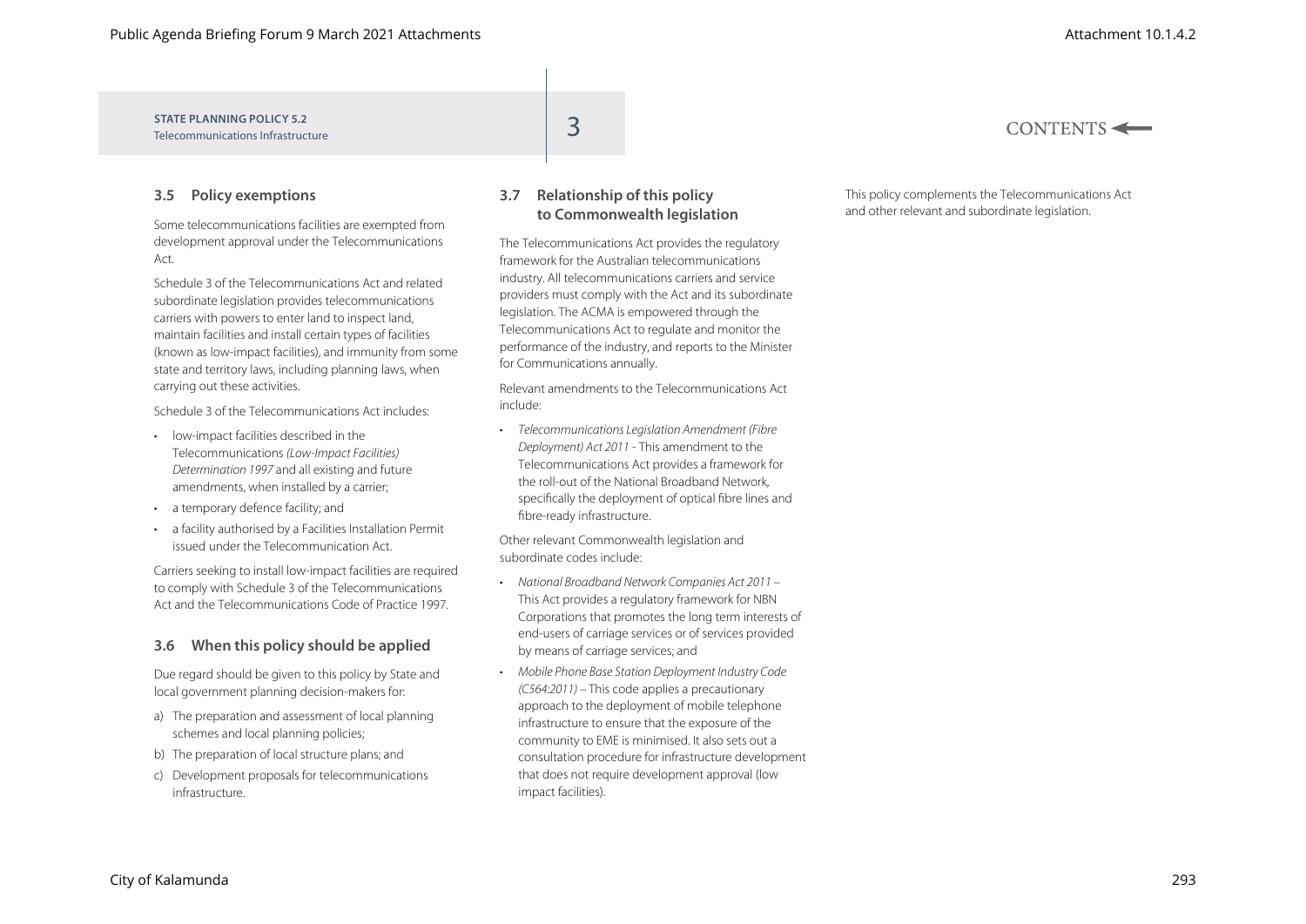### 3.5 Policy exemptions

Some telecommunications facilities are exempted from development approval under the Telecommunications Act.

Schedule 3 of the Telecommunications Act and related subordinate legislation provides telecommunications carriers with powers to enter land to inspect land, maintain facilities and install certain types of facilities (known as low-impact facilities), and immunity from some state and territory laws, including planning laws, when carrying out these activities.

Schedule 3 of the Telecommunications Act includes:

- low-impact facilities described in the Telecommunications *(Low-Impact Facilities) Determination 1997* and all existing and future amendments, when installed by a carrier;
- a temporary defence facility; and
- a facility authorised by a Facilities Installation Permit issued under the Telecommunication Act.

Carriers seeking to install low-impact facilities are required to comply with Schedule 3 of the Telecommunications Act and the Telecommunications Code of Practice 1997.

### 3.6 When this policy should be applied

Due regard should be given to this policy by State and local government planning decision-makers for:

a) The preparation and assessment of local planning schemes and local planning policies;

b) The preparation of local structure plans; and

c) Development proposals for telecommunications infrastructure.

### 3.7 Relationship of this policy to Commonwealth legislation

The Telecommunications Act provides the regulatory framework for the Australian telecommunications industry. All telecommunications carriers and service providers must comply with the Act and its subordinate legislation. The ACMA is empowered through the Telecommunications Act to regulate and monitor the performance of the industry, and reports to the Minister for Communications annually.

Relevant amendments to the Telecommunications Act include:

- *Telecommunications Legislation Amendment (Fibre Deployment) Act 2011* - This amendment to the Telecommunications Act provides a framework for the roll-out of the National Broadband Network, specifically the deployment of optical fibre lines and fibre-ready infrastructure.

Other relevant Commonwealth legislation and subordinate codes include:

- *National Broadband Network Companies Act 2011* – This Act provides a regulatory framework for NBN Corporations that promotes the long term interests of end-users of carriage services or of services provided by means of carriage services; and
- *Mobile Phone Base Station Deployment Industry Code (C564:2011)* – This code applies a precautionary approach to the deployment of mobile telephone infrastructure to ensure that the exposure of the community to EME is minimised. It also sets out a consultation procedure for infrastructure development that does not require development approval (low impact facilities).

This policy complements the Telecommunications Act and other relevant and subordinate legislation.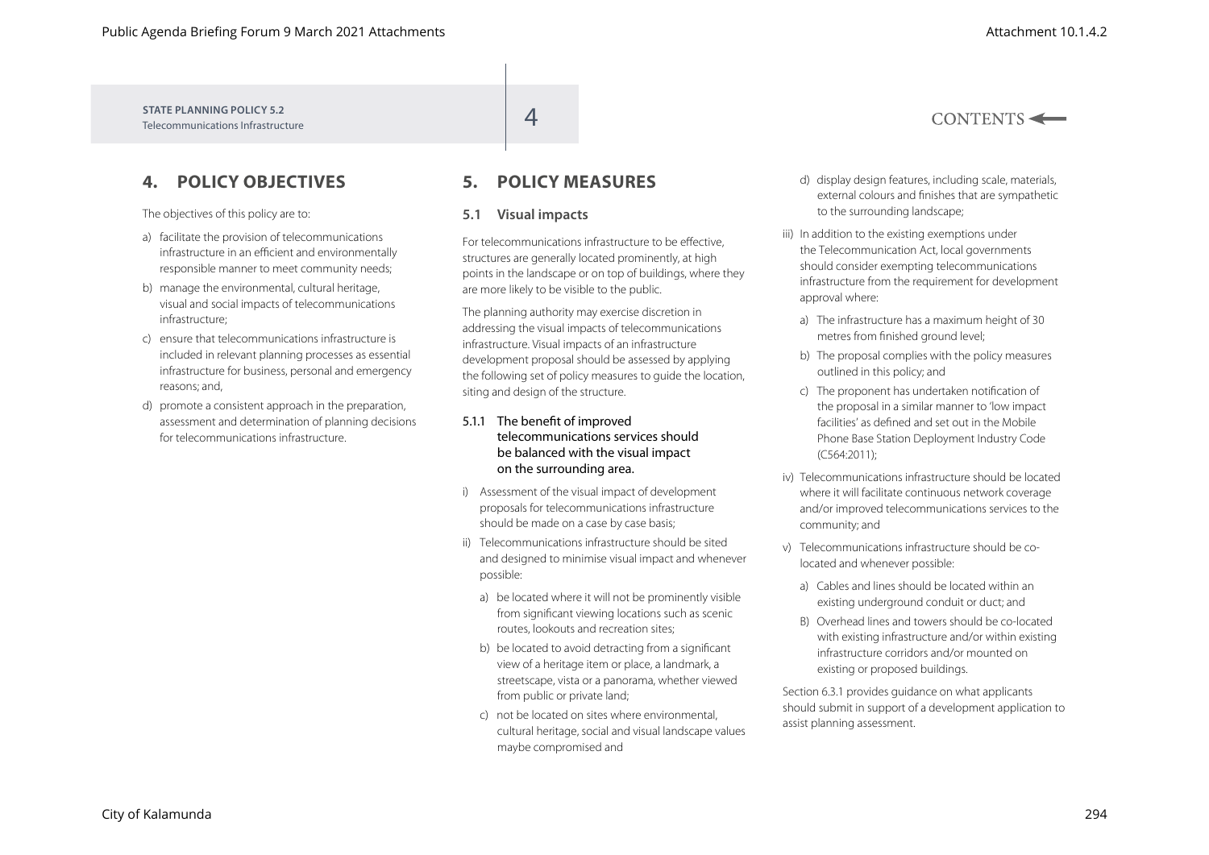## 4. POLICY OBJECTIVES

The objectives of this policy are to:

a) facilitate the provision of telecommunications infrastructure in an efficient and environmentally responsible manner to meet community needs;

b) manage the environmental, cultural heritage, visual and social impacts of telecommunications infrastructure;

c) ensure that telecommunications infrastructure is included in relevant planning processes as essential infrastructure for business, personal and emergency reasons; and,

d) promote a consistent approach in the preparation, assessment and determination of planning decisions for telecommunications infrastructure.

## 5. POLICY MEASURES

### 5.1 Visual impacts

For telecommunications infrastructure to be effective, structures are generally located prominently, at high points in the landscape or on top of buildings, where they are more likely to be visible to the public.

The planning authority may exercise discretion in addressing the visual impacts of telecommunications infrastructure. Visual impacts of an infrastructure development proposal should be assessed by applying the following set of policy measures to guide the location, siting and design of the structure.

#### 5.1.1 The benefit of improved telecommunications services should be balanced with the visual impact on the surrounding area.

i) Assessment of the visual impact of development proposals for telecommunications infrastructure should be made on a case by case basis;

ii) Telecommunications infrastructure should be sited and designed to minimise visual impact and whenever possible:

   a) be located where it will not be prominently visible from significant viewing locations such as scenic routes, lookouts and recreation sites;

   b) be located to avoid detracting from a significant view of a heritage item or place, a landmark, a streetscape, vista or a panorama, whether viewed from public or private land;

   c) not be located on sites where environmental, cultural heritage, social and visual landscape values maybe compromised and

   d) display design features, including scale, materials, external colours and finishes that are sympathetic to the surrounding landscape;

iii) In addition to the existing exemptions under the Telecommunication Act, local governments should consider exempting telecommunications infrastructure from the requirement for development approval where:

   a) The infrastructure has a maximum height of 30 metres from finished ground level;

   b) The proposal complies with the policy measures outlined in this policy; and

   c) The proponent has undertaken notification of the proposal in a similar manner to 'low impact facilities' as defined and set out in the Mobile Phone Base Station Deployment Industry Code (C564:2011);

iv) Telecommunications infrastructure should be located where it will facilitate continuous network coverage and/or improved telecommunications services to the community; and

v) Telecommunications infrastructure should be co-located and whenever possible:

   a) Cables and lines should be located within an existing underground conduit or duct; and

   B) Overhead lines and towers should be co-located with existing infrastructure and/or within existing infrastructure corridors and/or mounted on existing or proposed buildings.

Section 6.3.1 provides guidance on what applicants should submit in support of a development application to assist planning assessment.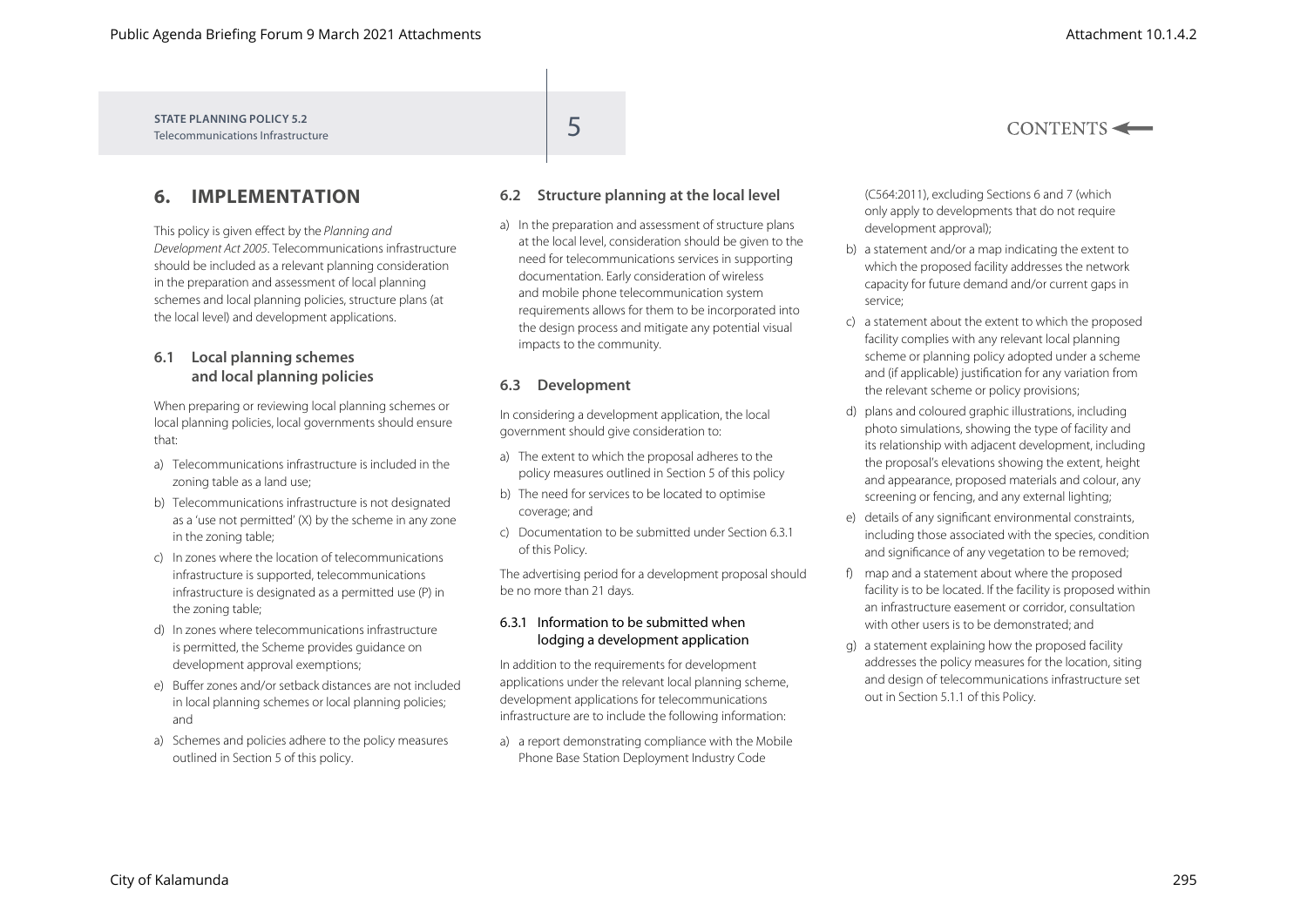## 6. IMPLEMENTATION

This policy is given effect by the *Planning and Development Act 2005*. Telecommunications infrastructure should be included as a relevant planning consideration in the preparation and assessment of local planning schemes and local planning policies, structure plans (at the local level) and development applications.

### 6.1 Local planning schemes and local planning policies

When preparing or reviewing local planning schemes or local planning policies, local governments should ensure that:

a) Telecommunications infrastructure is included in the zoning table as a land use;

b) Telecommunications infrastructure is not designated as a 'use not permitted' (X) by the scheme in any zone in the zoning table;

c) In zones where the location of telecommunications infrastructure is supported, telecommunications infrastructure is designated as a permitted use (P) in the zoning table;

d) In zones where telecommunications infrastructure is permitted, the Scheme provides guidance on development approval exemptions;

e) Buffer zones and/or setback distances are not included in local planning schemes or local planning policies; and

a) Schemes and policies adhere to the policy measures outlined in Section 5 of this policy.

### 6.2 Structure planning at the local level

a) In the preparation and assessment of structure plans at the local level, consideration should be given to the need for telecommunications services in supporting documentation. Early consideration of wireless and mobile phone telecommunication system requirements allows for them to be incorporated into the design process and mitigate any potential visual impacts to the community.

### 6.3 Development

In considering a development application, the local government should give consideration to:

a) The extent to which the proposal adheres to the policy measures outlined in Section 5 of this policy

b) The need for services to be located to optimise coverage; and

c) Documentation to be submitted under Section 6.3.1 of this Policy.

The advertising period for a development proposal should be no more than 21 days.

#### 6.3.1 Information to be submitted when lodging a development application

In addition to the requirements for development applications under the relevant local planning scheme, development applications for telecommunications infrastructure are to include the following information:

a) a report demonstrating compliance with the Mobile Phone Base Station Deployment Industry Code (C564:2011), excluding Sections 6 and 7 (which only apply to developments that do not require development approval);

b) a statement and/or a map indicating the extent to which the proposed facility addresses the network capacity for future demand and/or current gaps in service;

c) a statement about the extent to which the proposed facility complies with any relevant local planning scheme or planning policy adopted under a scheme and (if applicable) justification for any variation from the relevant scheme or policy provisions;

d) plans and coloured graphic illustrations, including photo simulations, showing the type of facility and its relationship with adjacent development, including the proposal's elevations showing the extent, height and appearance, proposed materials and colour, any screening or fencing, and any external lighting;

e) details of any significant environmental constraints, including those associated with the species, condition and significance of any vegetation to be removed;

f) map and a statement about where the proposed facility is to be located. If the facility is proposed within an infrastructure easement or corridor, consultation with other users is to be demonstrated; and

g) a statement explaining how the proposed facility addresses the policy measures for the location, siting and design of telecommunications infrastructure set out in Section 5.1.1 of this Policy.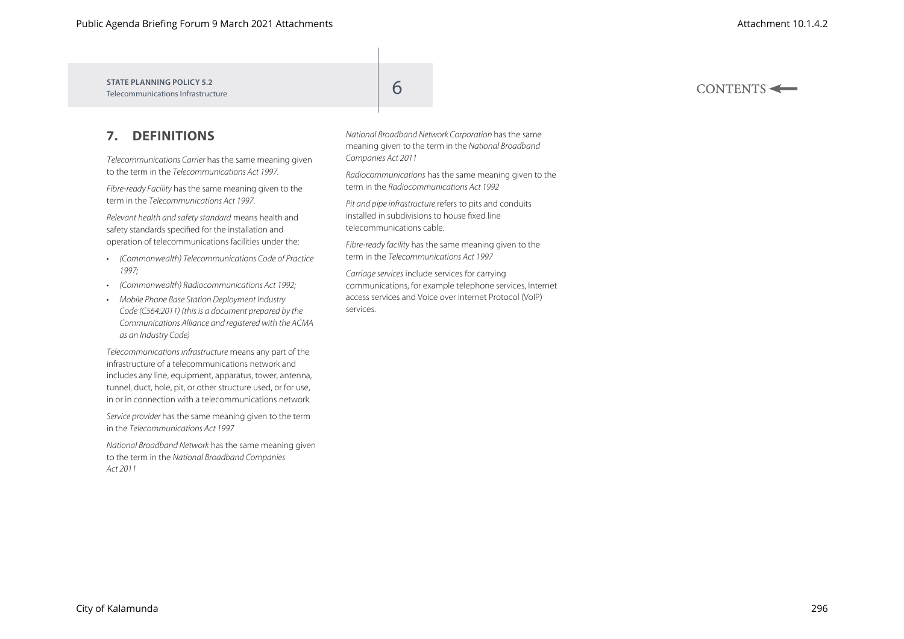## 7. DEFINITIONS

*Telecommunications Carrier* has the same meaning given to the term in the *Telecommunications Act 1997*.

*Fibre-ready Facility* has the same meaning given to the term in the *Telecommunications Act 1997*.

*Relevant health and safety standard* means health and safety standards specified for the installation and operation of telecommunications facilities under the:

- *(Commonwealth) Telecommunications Code of Practice 1997;*
- *(Commonwealth) Radiocommunications Act 1992;*
- *Mobile Phone Base Station Deployment Industry Code (C564:2011) (this is a document prepared by the Communications Alliance and registered with the ACMA as an Industry Code)*

*Telecommunications infrastructure* means any part of the infrastructure of a telecommunications network and includes any line, equipment, apparatus, tower, antenna, tunnel, duct, hole, pit, or other structure used, or for use, in or in connection with a telecommunications network.

*Service provider* has the same meaning given to the term in the *Telecommunications Act 1997*

*National Broadband Network* has the same meaning given to the term in the *National Broadband Companies Act 2011*

*National Broadband Network Corporation* has the same meaning given to the term in the *National Broadband Companies Act 2011*

*Radiocommunications* has the same meaning given to the term in the *Radiocommunications Act 1992*

*Pit and pipe infrastructure* refers to pits and conduits installed in subdivisions to house fixed line telecommunications cable.

*Fibre-ready facility* has the same meaning given to the term in the *Telecommunications Act 1997*

*Carriage services* include services for carrying communications, for example telephone services, Internet access services and Voice over Internet Protocol (VoIP) services.